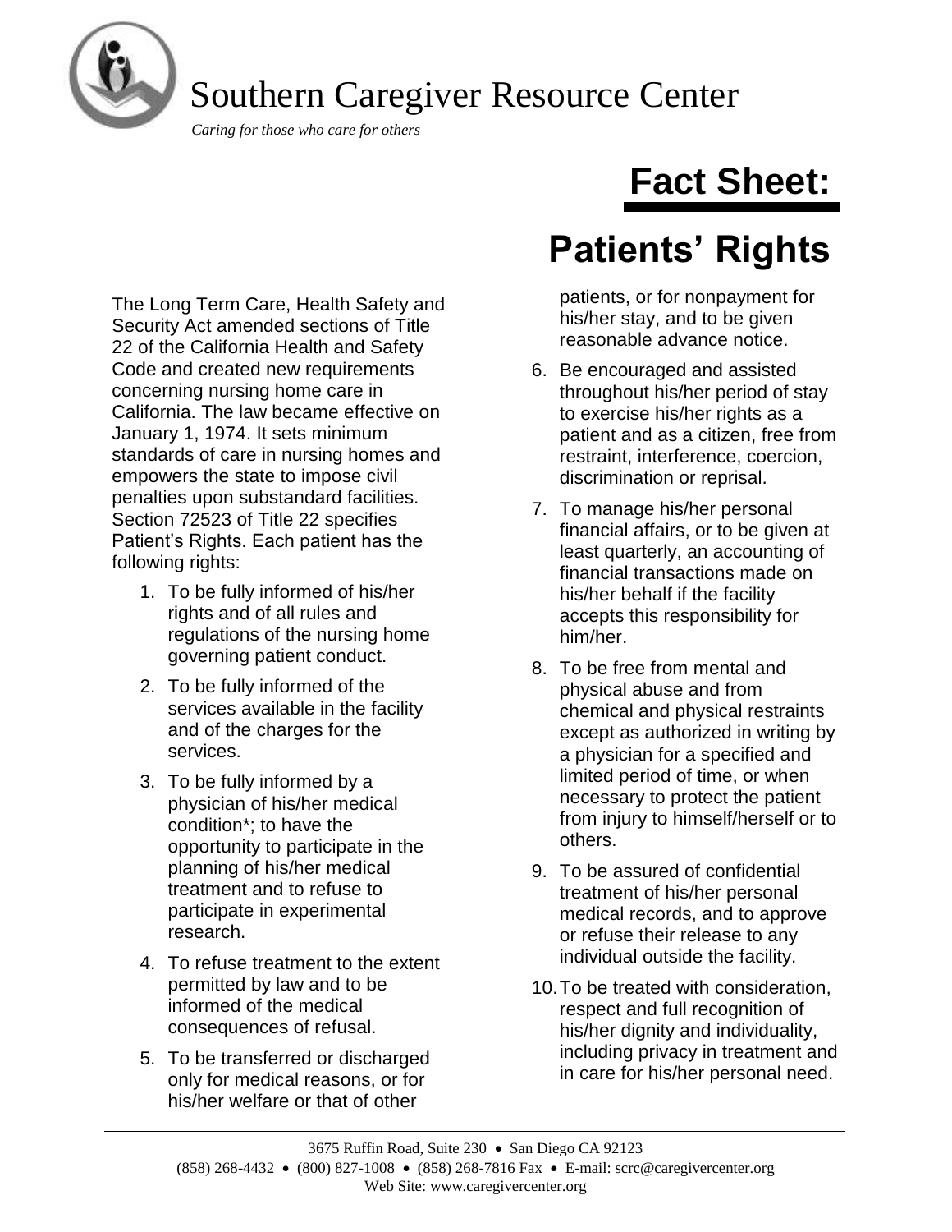# Southern Caregiver Resource Center

*Caring for those who care for others*

# Fact Sheet:

# Patients' Rights

The Long Term Care, Health Safety and Security Act amended sections of Title 22 of the California Health and Safety Code and created new requirements concerning nursing home care in California. The law became effective on January 1, 1974. It sets minimum standards of care in nursing homes and empowers the state to impose civil penalties upon substandard facilities. Section 72523 of Title 22 specifies Patient's Rights. Each patient has the following rights:

1. To be fully informed of his/her rights and of all rules and regulations of the nursing home governing patient conduct.
2. To be fully informed of the services available in the facility and of the charges for the services.
3. To be fully informed by a physician of his/her medical condition*; to have the opportunity to participate in the planning of his/her medical treatment and to refuse to participate in experimental research.
4. To refuse treatment to the extent permitted by law and to be informed of the medical consequences of refusal.
5. To be transferred or discharged only for medical reasons, or for his/her welfare or that of other patients, or for nonpayment for his/her stay, and to be given reasonable advance notice.
6. Be encouraged and assisted throughout his/her period of stay to exercise his/her rights as a patient and as a citizen, free from restraint, interference, coercion, discrimination or reprisal.
7. To manage his/her personal financial affairs, or to be given at least quarterly, an accounting of financial transactions made on his/her behalf if the facility accepts this responsibility for him/her.
8. To be free from mental and physical abuse and from chemical and physical restraints except as authorized in writing by a physician for a specified and limited period of time, or when necessary to protect the patient from injury to himself/herself or to others.
9. To be assured of confidential treatment of his/her personal medical records, and to approve or refuse their release to any individual outside the facility.
10. To be treated with consideration, respect and full recognition of his/her dignity and individuality, including privacy in treatment and in care for his/her personal need.

3675 Ruffin Road, Suite 230 • San Diego CA 92123
(858) 268-4432 • (800) 827-1008 • (858) 268-7816 Fax • E-mail: scrc@caregivercenter.org
Web Site: www.caregivercenter.org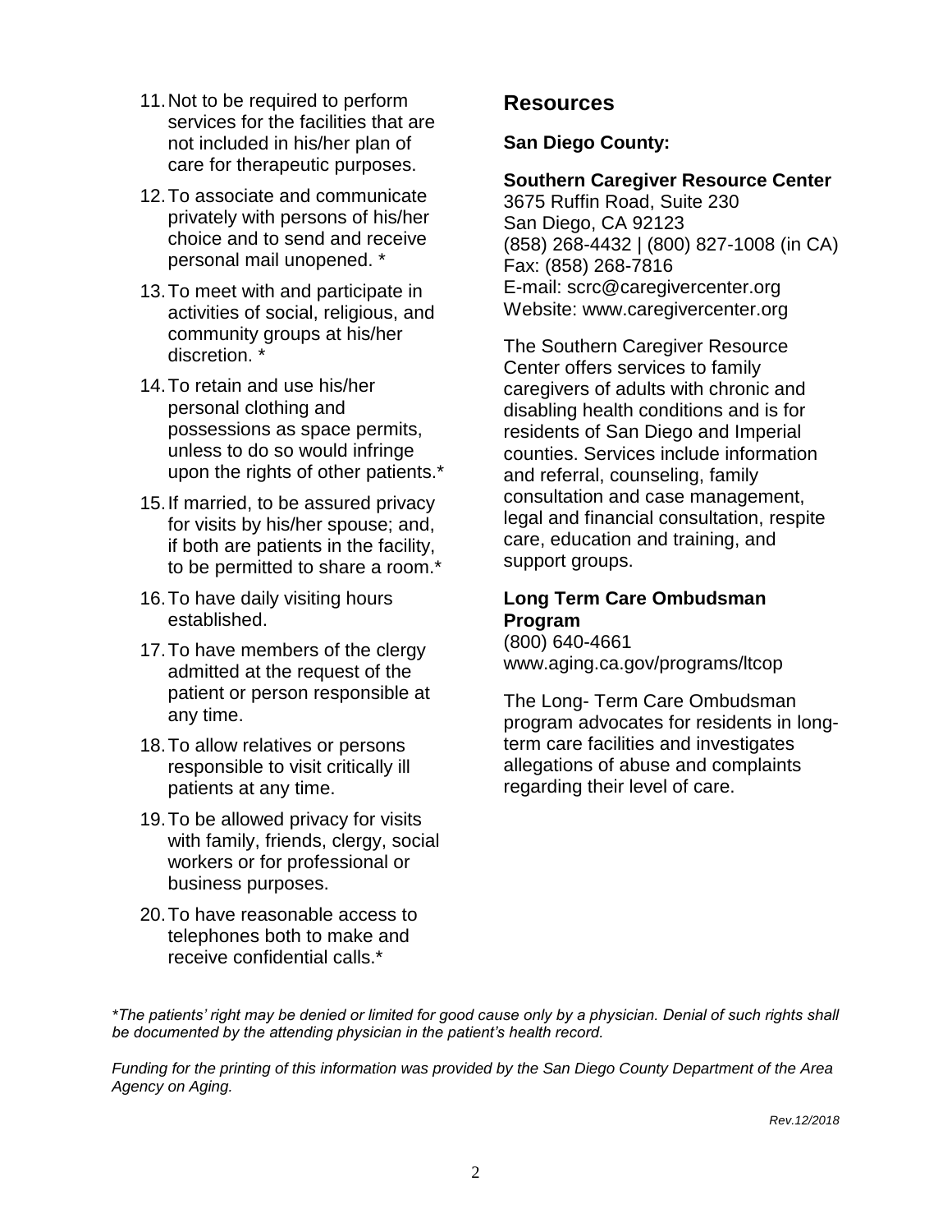11. Not to be required to perform services for the facilities that are not included in his/her plan of care for therapeutic purposes.
12. To associate and communicate privately with persons of his/her choice and to send and receive personal mail unopened. *
13. To meet with and participate in activities of social, religious, and community groups at his/her discretion. *
14. To retain and use his/her personal clothing and possessions as space permits, unless to do so would infringe upon the rights of other patients.*
15. If married, to be assured privacy for visits by his/her spouse; and, if both are patients in the facility, to be permitted to share a room.*
16. To have daily visiting hours established.
17. To have members of the clergy admitted at the request of the patient or person responsible at any time.
18. To allow relatives or persons responsible to visit critically ill patients at any time.
19. To be allowed privacy for visits with family, friends, clergy, social workers or for professional or business purposes.
20. To have reasonable access to telephones both to make and receive confidential calls.*

## Resources

**San Diego County:**

**Southern Caregiver Resource Center**
3675 Ruffin Road, Suite 230
San Diego, CA 92123
(858) 268-4432 | (800) 827-1008 (in CA)
Fax: (858) 268-7816
E-mail: scrc@caregivercenter.org
Website: www.caregivercenter.org

The Southern Caregiver Resource Center offers services to family caregivers of adults with chronic and disabling health conditions and is for residents of San Diego and Imperial counties. Services include information and referral, counseling, family consultation and case management, legal and financial consultation, respite care, education and training, and support groups.

**Long Term Care Ombudsman Program**
(800) 640-4661
www.aging.ca.gov/programs/ltcop

The Long- Term Care Ombudsman program advocates for residents in long-term care facilities and investigates allegations of abuse and complaints regarding their level of care.

*\*The patients' right may be denied or limited for good cause only by a physician. Denial of such rights shall be documented by the attending physician in the patient's health record.*

*Funding for the printing of this information was provided by the San Diego County Department of the Area Agency on Aging.*

*Rev.12/2018*